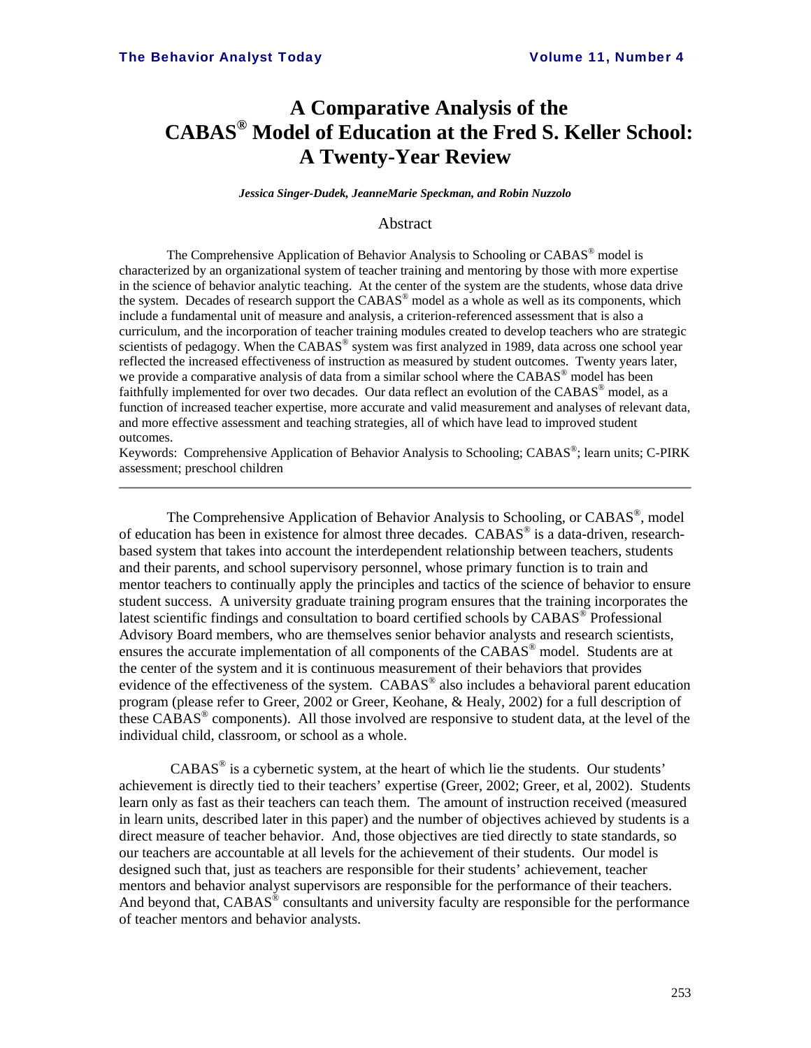# A Comparative Analysis of the CABAS® Model of Education at the Fred S. Keller School: A Twenty-Year Review

***Jessica Singer-Dudek, JeanneMarie Speckman, and Robin Nuzzolo***

## Abstract

The Comprehensive Application of Behavior Analysis to Schooling or CABAS® model is characterized by an organizational system of teacher training and mentoring by those with more expertise in the science of behavior analytic teaching. At the center of the system are the students, whose data drive the system. Decades of research support the CABAS® model as a whole as well as its components, which include a fundamental unit of measure and analysis, a criterion-referenced assessment that is also a curriculum, and the incorporation of teacher training modules created to develop teachers who are strategic scientists of pedagogy. When the CABAS® system was first analyzed in 1989, data across one school year reflected the increased effectiveness of instruction as measured by student outcomes. Twenty years later, we provide a comparative analysis of data from a similar school where the CABAS® model has been faithfully implemented for over two decades. Our data reflect an evolution of the CABAS® model, as a function of increased teacher expertise, more accurate and valid measurement and analyses of relevant data, and more effective assessment and teaching strategies, all of which have lead to improved student outcomes.

Keywords: Comprehensive Application of Behavior Analysis to Schooling; CABAS®; learn units; C-PIRK assessment; preschool children

---

The Comprehensive Application of Behavior Analysis to Schooling, or CABAS®, model of education has been in existence for almost three decades. CABAS® is a data-driven, research-based system that takes into account the interdependent relationship between teachers, students and their parents, and school supervisory personnel, whose primary function is to train and mentor teachers to continually apply the principles and tactics of the science of behavior to ensure student success. A university graduate training program ensures that the training incorporates the latest scientific findings and consultation to board certified schools by CABAS® Professional Advisory Board members, who are themselves senior behavior analysts and research scientists, ensures the accurate implementation of all components of the CABAS® model. Students are at the center of the system and it is continuous measurement of their behaviors that provides evidence of the effectiveness of the system. CABAS® also includes a behavioral parent education program (please refer to Greer, 2002 or Greer, Keohane, & Healy, 2002) for a full description of these CABAS® components). All those involved are responsive to student data, at the level of the individual child, classroom, or school as a whole.

CABAS® is a cybernetic system, at the heart of which lie the students. Our students' achievement is directly tied to their teachers' expertise (Greer, 2002; Greer, et al, 2002). Students learn only as fast as their teachers can teach them. The amount of instruction received (measured in learn units, described later in this paper) and the number of objectives achieved by students is a direct measure of teacher behavior. And, those objectives are tied directly to state standards, so our teachers are accountable at all levels for the achievement of their students. Our model is designed such that, just as teachers are responsible for their students' achievement, teacher mentors and behavior analyst supervisors are responsible for the performance of their teachers. And beyond that, CABAS® consultants and university faculty are responsible for the performance of teacher mentors and behavior analysts.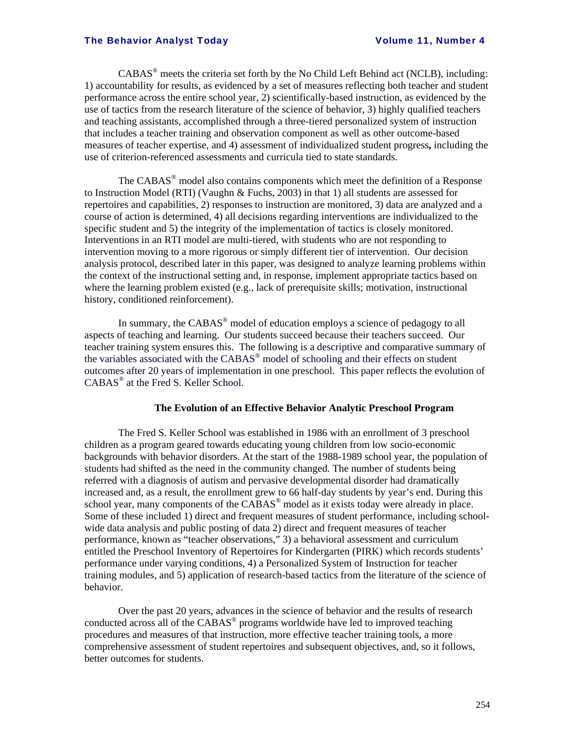CABAS® meets the criteria set forth by the No Child Left Behind act (NCLB), including: 1) accountability for results, as evidenced by a set of measures reflecting both teacher and student performance across the entire school year, 2) scientifically-based instruction, as evidenced by the use of tactics from the research literature of the science of behavior, 3) highly qualified teachers and teaching assistants, accomplished through a three-tiered personalized system of instruction that includes a teacher training and observation component as well as other outcome-based measures of teacher expertise, and 4) assessment of individualized student progress**,** including the use of criterion-referenced assessments and curricula tied to state standards.

The CABAS® model also contains components which meet the definition of a Response to Instruction Model (RTI) (Vaughn & Fuchs, 2003) in that 1) all students are assessed for repertoires and capabilities, 2) responses to instruction are monitored, 3) data are analyzed and a course of action is determined, 4) all decisions regarding interventions are individualized to the specific student and 5) the integrity of the implementation of tactics is closely monitored. Interventions in an RTI model are multi-tiered, with students who are not responding to intervention moving to a more rigorous or simply different tier of intervention. Our decision analysis protocol, described later in this paper, was designed to analyze learning problems within the context of the instructional setting and, in response, implement appropriate tactics based on where the learning problem existed (e.g., lack of prerequisite skills; motivation, instructional history, conditioned reinforcement).

In summary, the CABAS® model of education employs a science of pedagogy to all aspects of teaching and learning. Our students succeed because their teachers succeed. Our teacher training system ensures this. The following is a descriptive and comparative summary of the variables associated with the CABAS® model of schooling and their effects on student outcomes after 20 years of implementation in one preschool. This paper reflects the evolution of CABAS® at the Fred S. Keller School.

## The Evolution of an Effective Behavior Analytic Preschool Program

The Fred S. Keller School was established in 1986 with an enrollment of 3 preschool children as a program geared towards educating young children from low socio-economic backgrounds with behavior disorders. At the start of the 1988-1989 school year, the population of students had shifted as the need in the community changed. The number of students being referred with a diagnosis of autism and pervasive developmental disorder had dramatically increased and, as a result, the enrollment grew to 66 half-day students by year's end. During this school year, many components of the CABAS® model as it exists today were already in place. Some of these included 1) direct and frequent measures of student performance, including school-wide data analysis and public posting of data 2) direct and frequent measures of teacher performance, known as "teacher observations," 3) a behavioral assessment and curriculum entitled the Preschool Inventory of Repertoires for Kindergarten (PIRK) which records students' performance under varying conditions, 4) a Personalized System of Instruction for teacher training modules, and 5) application of research-based tactics from the literature of the science of behavior.

Over the past 20 years, advances in the science of behavior and the results of research conducted across all of the CABAS® programs worldwide have led to improved teaching procedures and measures of that instruction, more effective teacher training tools, a more comprehensive assessment of student repertoires and subsequent objectives, and, so it follows, better outcomes for students.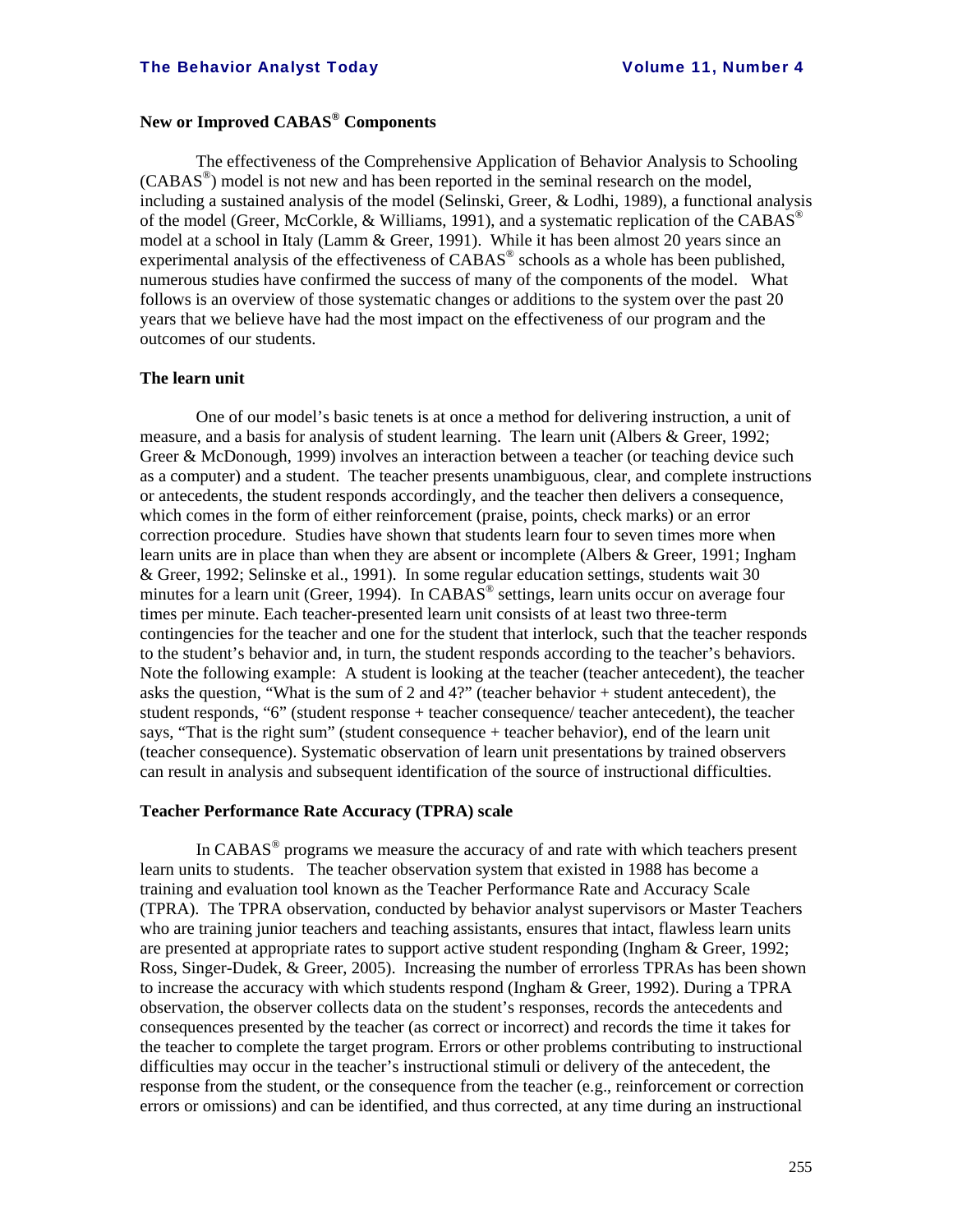## New or Improved CABAS® Components

The effectiveness of the Comprehensive Application of Behavior Analysis to Schooling (CABAS®) model is not new and has been reported in the seminal research on the model, including a sustained analysis of the model (Selinski, Greer, & Lodhi, 1989), a functional analysis of the model (Greer, McCorkle, & Williams, 1991), and a systematic replication of the CABAS® model at a school in Italy (Lamm & Greer, 1991). While it has been almost 20 years since an experimental analysis of the effectiveness of CABAS® schools as a whole has been published, numerous studies have confirmed the success of many of the components of the model. What follows is an overview of those systematic changes or additions to the system over the past 20 years that we believe have had the most impact on the effectiveness of our program and the outcomes of our students.

### The learn unit

One of our model's basic tenets is at once a method for delivering instruction, a unit of measure, and a basis for analysis of student learning. The learn unit (Albers & Greer, 1992; Greer & McDonough, 1999) involves an interaction between a teacher (or teaching device such as a computer) and a student. The teacher presents unambiguous, clear, and complete instructions or antecedents, the student responds accordingly, and the teacher then delivers a consequence, which comes in the form of either reinforcement (praise, points, check marks) or an error correction procedure. Studies have shown that students learn four to seven times more when learn units are in place than when they are absent or incomplete (Albers & Greer, 1991; Ingham & Greer, 1992; Selinske et al., 1991). In some regular education settings, students wait 30 minutes for a learn unit (Greer, 1994). In CABAS® settings, learn units occur on average four times per minute. Each teacher-presented learn unit consists of at least two three-term contingencies for the teacher and one for the student that interlock, such that the teacher responds to the student's behavior and, in turn, the student responds according to the teacher's behaviors. Note the following example: A student is looking at the teacher (teacher antecedent), the teacher asks the question, "What is the sum of 2 and 4?" (teacher behavior + student antecedent), the student responds, "6" (student response + teacher consequence/ teacher antecedent), the teacher says, "That is the right sum" (student consequence + teacher behavior), end of the learn unit (teacher consequence). Systematic observation of learn unit presentations by trained observers can result in analysis and subsequent identification of the source of instructional difficulties.

### Teacher Performance Rate Accuracy (TPRA) scale

In CABAS® programs we measure the accuracy of and rate with which teachers present learn units to students. The teacher observation system that existed in 1988 has become a training and evaluation tool known as the Teacher Performance Rate and Accuracy Scale (TPRA). The TPRA observation, conducted by behavior analyst supervisors or Master Teachers who are training junior teachers and teaching assistants, ensures that intact, flawless learn units are presented at appropriate rates to support active student responding (Ingham & Greer, 1992; Ross, Singer-Dudek, & Greer, 2005). Increasing the number of errorless TPRAs has been shown to increase the accuracy with which students respond (Ingham & Greer, 1992). During a TPRA observation, the observer collects data on the student's responses, records the antecedents and consequences presented by the teacher (as correct or incorrect) and records the time it takes for the teacher to complete the target program. Errors or other problems contributing to instructional difficulties may occur in the teacher's instructional stimuli or delivery of the antecedent, the response from the student, or the consequence from the teacher (e.g., reinforcement or correction errors or omissions) and can be identified, and thus corrected, at any time during an instructional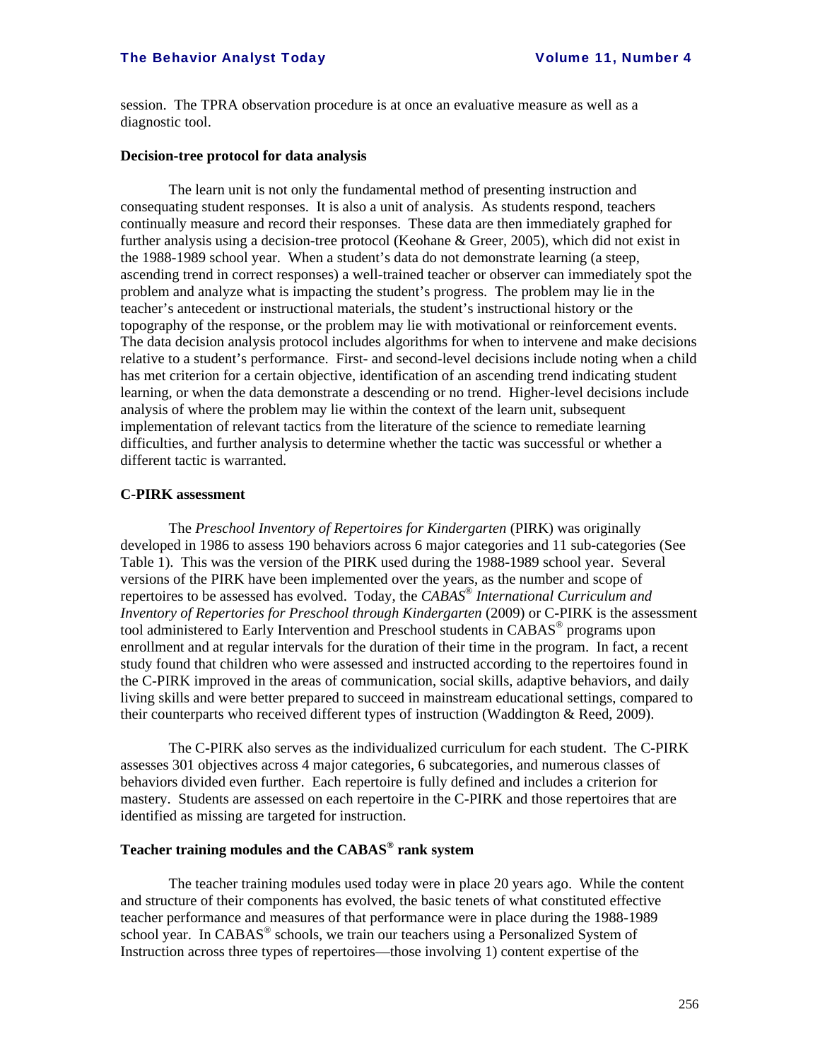session. The TPRA observation procedure is at once an evaluative measure as well as a diagnostic tool.

**Decision-tree protocol for data analysis**

The learn unit is not only the fundamental method of presenting instruction and consequating student responses. It is also a unit of analysis. As students respond, teachers continually measure and record their responses. These data are then immediately graphed for further analysis using a decision-tree protocol (Keohane & Greer, 2005), which did not exist in the 1988-1989 school year. When a student's data do not demonstrate learning (a steep, ascending trend in correct responses) a well-trained teacher or observer can immediately spot the problem and analyze what is impacting the student's progress. The problem may lie in the teacher's antecedent or instructional materials, the student's instructional history or the topography of the response, or the problem may lie with motivational or reinforcement events. The data decision analysis protocol includes algorithms for when to intervene and make decisions relative to a student's performance. First- and second-level decisions include noting when a child has met criterion for a certain objective, identification of an ascending trend indicating student learning, or when the data demonstrate a descending or no trend. Higher-level decisions include analysis of where the problem may lie within the context of the learn unit, subsequent implementation of relevant tactics from the literature of the science to remediate learning difficulties, and further analysis to determine whether the tactic was successful or whether a different tactic is warranted.

**C-PIRK assessment**

The *Preschool Inventory of Repertoires for Kindergarten* (PIRK) was originally developed in 1986 to assess 190 behaviors across 6 major categories and 11 sub-categories (See Table 1). This was the version of the PIRK used during the 1988-1989 school year. Several versions of the PIRK have been implemented over the years, as the number and scope of repertoires to be assessed has evolved. Today, the *CABAS® International Curriculum and Inventory of Repertories for Preschool through Kindergarten* (2009) or C-PIRK is the assessment tool administered to Early Intervention and Preschool students in CABAS® programs upon enrollment and at regular intervals for the duration of their time in the program. In fact, a recent study found that children who were assessed and instructed according to the repertoires found in the C-PIRK improved in the areas of communication, social skills, adaptive behaviors, and daily living skills and were better prepared to succeed in mainstream educational settings, compared to their counterparts who received different types of instruction (Waddington & Reed, 2009).

The C-PIRK also serves as the individualized curriculum for each student. The C-PIRK assesses 301 objectives across 4 major categories, 6 subcategories, and numerous classes of behaviors divided even further. Each repertoire is fully defined and includes a criterion for mastery. Students are assessed on each repertoire in the C-PIRK and those repertoires that are identified as missing are targeted for instruction.

**Teacher training modules and the CABAS® rank system**

The teacher training modules used today were in place 20 years ago. While the content and structure of their components has evolved, the basic tenets of what constituted effective teacher performance and measures of that performance were in place during the 1988-1989 school year. In CABAS® schools, we train our teachers using a Personalized System of Instruction across three types of repertoires—those involving 1) content expertise of the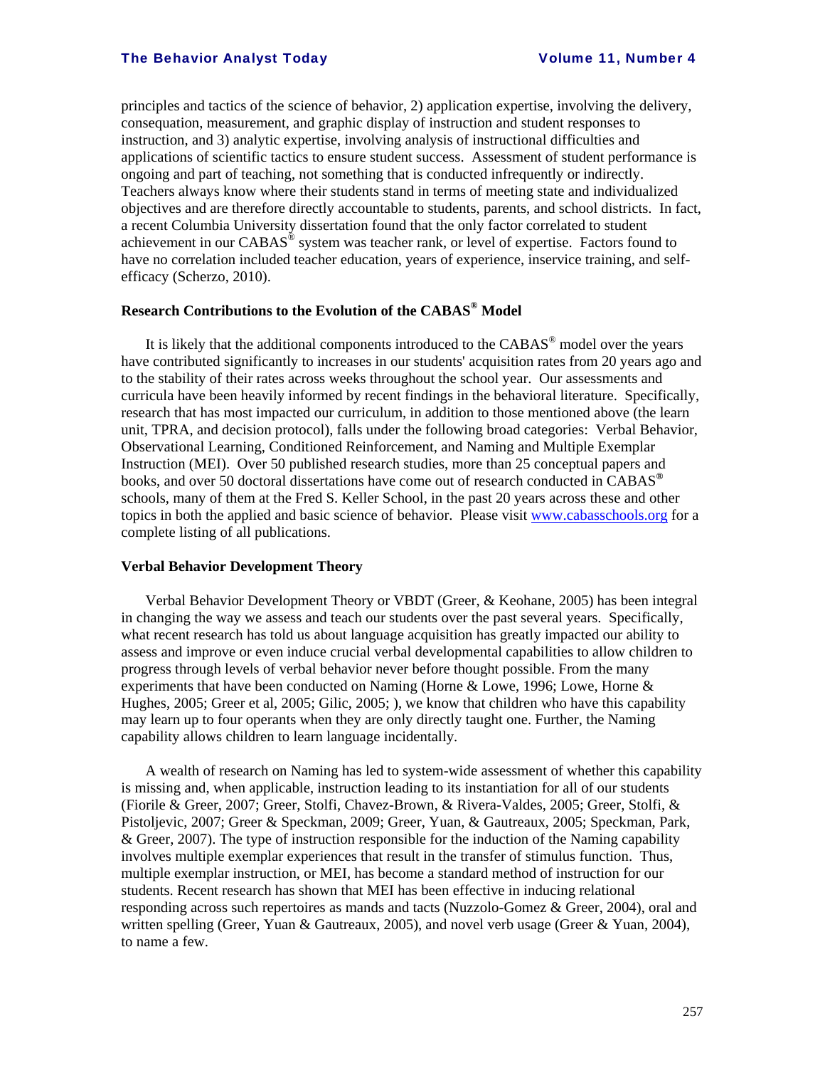principles and tactics of the science of behavior, 2) application expertise, involving the delivery, consequation, measurement, and graphic display of instruction and student responses to instruction, and 3) analytic expertise, involving analysis of instructional difficulties and applications of scientific tactics to ensure student success. Assessment of student performance is ongoing and part of teaching, not something that is conducted infrequently or indirectly. Teachers always know where their students stand in terms of meeting state and individualized objectives and are therefore directly accountable to students, parents, and school districts. In fact, a recent Columbia University dissertation found that the only factor correlated to student achievement in our CABAS® system was teacher rank, or level of expertise. Factors found to have no correlation included teacher education, years of experience, inservice training, and self-efficacy (Scherzo, 2010).

### Research Contributions to the Evolution of the CABAS® Model

It is likely that the additional components introduced to the CABAS® model over the years have contributed significantly to increases in our students' acquisition rates from 20 years ago and to the stability of their rates across weeks throughout the school year. Our assessments and curricula have been heavily informed by recent findings in the behavioral literature. Specifically, research that has most impacted our curriculum, in addition to those mentioned above (the learn unit, TPRA, and decision protocol), falls under the following broad categories: Verbal Behavior, Observational Learning, Conditioned Reinforcement, and Naming and Multiple Exemplar Instruction (MEI). Over 50 published research studies, more than 25 conceptual papers and books, and over 50 doctoral dissertations have come out of research conducted in CABAS® schools, many of them at the Fred S. Keller School, in the past 20 years across these and other topics in both the applied and basic science of behavior. Please visit www.cabasschools.org for a complete listing of all publications.

### Verbal Behavior Development Theory

Verbal Behavior Development Theory or VBDT (Greer, & Keohane, 2005) has been integral in changing the way we assess and teach our students over the past several years. Specifically, what recent research has told us about language acquisition has greatly impacted our ability to assess and improve or even induce crucial verbal developmental capabilities to allow children to progress through levels of verbal behavior never before thought possible. From the many experiments that have been conducted on Naming (Horne & Lowe, 1996; Lowe, Horne & Hughes, 2005; Greer et al, 2005; Gilic, 2005; ), we know that children who have this capability may learn up to four operants when they are only directly taught one. Further, the Naming capability allows children to learn language incidentally.

A wealth of research on Naming has led to system-wide assessment of whether this capability is missing and, when applicable, instruction leading to its instantiation for all of our students (Fiorile & Greer, 2007; Greer, Stolfi, Chavez-Brown, & Rivera-Valdes, 2005; Greer, Stolfi, & Pistoljevic, 2007; Greer & Speckman, 2009; Greer, Yuan, & Gautreaux, 2005; Speckman, Park, & Greer, 2007). The type of instruction responsible for the induction of the Naming capability involves multiple exemplar experiences that result in the transfer of stimulus function. Thus, multiple exemplar instruction, or MEI, has become a standard method of instruction for our students. Recent research has shown that MEI has been effective in inducing relational responding across such repertoires as mands and tacts (Nuzzolo-Gomez & Greer, 2004), oral and written spelling (Greer, Yuan & Gautreaux, 2005), and novel verb usage (Greer & Yuan, 2004), to name a few.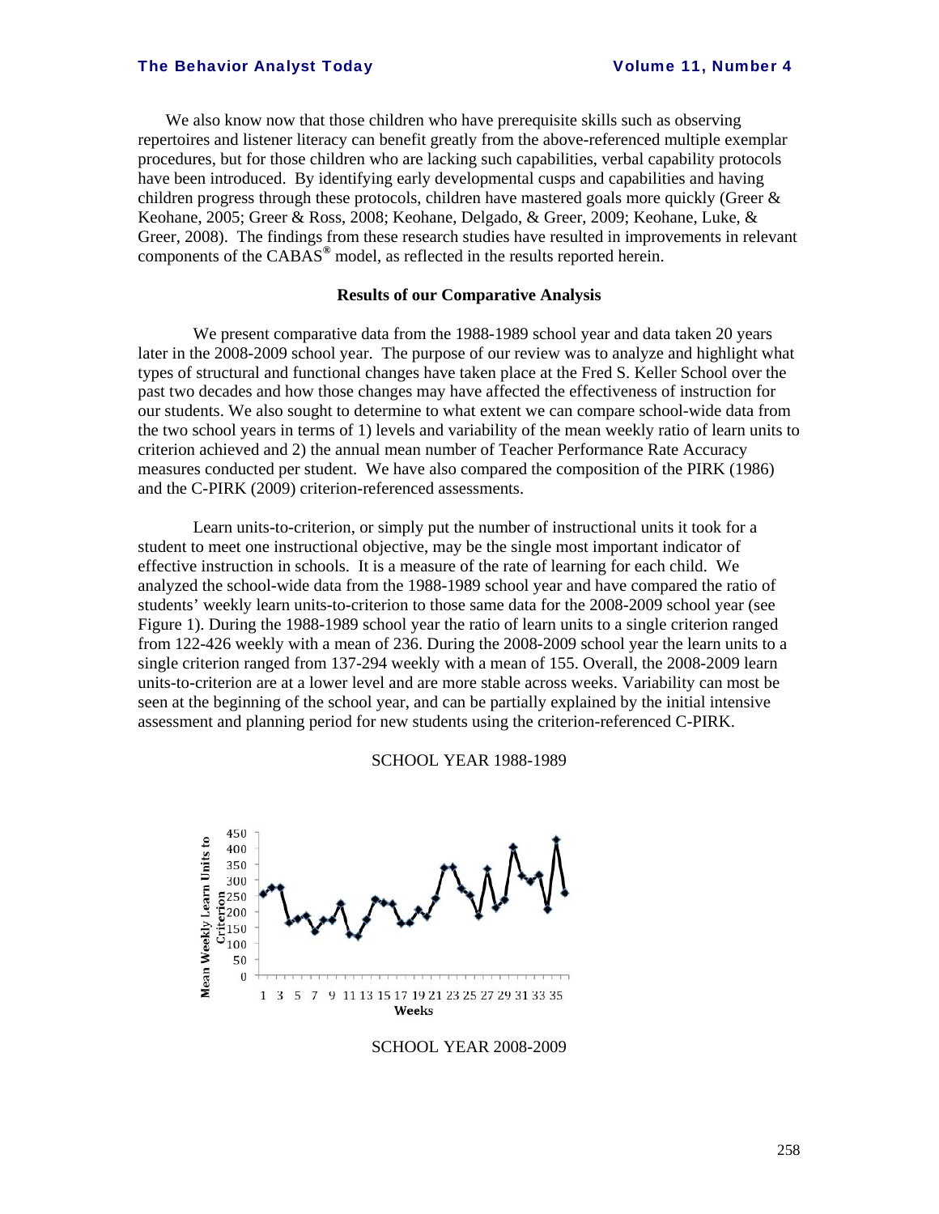We also know now that those children who have prerequisite skills such as observing repertoires and listener literacy can benefit greatly from the above-referenced multiple exemplar procedures, but for those children who are lacking such capabilities, verbal capability protocols have been introduced. By identifying early developmental cusps and capabilities and having children progress through these protocols, children have mastered goals more quickly (Greer & Keohane, 2005; Greer & Ross, 2008; Keohane, Delgado, & Greer, 2009; Keohane, Luke, & Greer, 2008). The findings from these research studies have resulted in improvements in relevant components of the CABAS® model, as reflected in the results reported herein.

**Results of our Comparative Analysis**

We present comparative data from the 1988-1989 school year and data taken 20 years later in the 2008-2009 school year. The purpose of our review was to analyze and highlight what types of structural and functional changes have taken place at the Fred S. Keller School over the past two decades and how those changes may have affected the effectiveness of instruction for our students. We also sought to determine to what extent we can compare school-wide data from the two school years in terms of 1) levels and variability of the mean weekly ratio of learn units to criterion achieved and 2) the annual mean number of Teacher Performance Rate Accuracy measures conducted per student. We have also compared the composition of the PIRK (1986) and the C-PIRK (2009) criterion-referenced assessments.

Learn units-to-criterion, or simply put the number of instructional units it took for a student to meet one instructional objective, may be the single most important indicator of effective instruction in schools. It is a measure of the rate of learning for each child. We analyzed the school-wide data from the 1988-1989 school year and have compared the ratio of students' weekly learn units-to-criterion to those same data for the 2008-2009 school year (see Figure 1). During the 1988-1989 school year the ratio of learn units to a single criterion ranged from 122-426 weekly with a mean of 236. During the 2008-2009 school year the learn units to a single criterion ranged from 137-294 weekly with a mean of 155. Overall, the 2008-2009 learn units-to-criterion are at a lower level and are more stable across weeks. Variability can most be seen at the beginning of the school year, and can be partially explained by the initial intensive assessment and planning period for new students using the criterion-referenced C-PIRK.

SCHOOL YEAR 1988-1989

Mean Weekly Learn Units to Criterion

450
400
350
300
250
200
150
100
50
0

1 3 5 7 9 11 13 15 17 19 21 23 25 27 29 31 33 35

Weeks

SCHOOL YEAR 2008-2009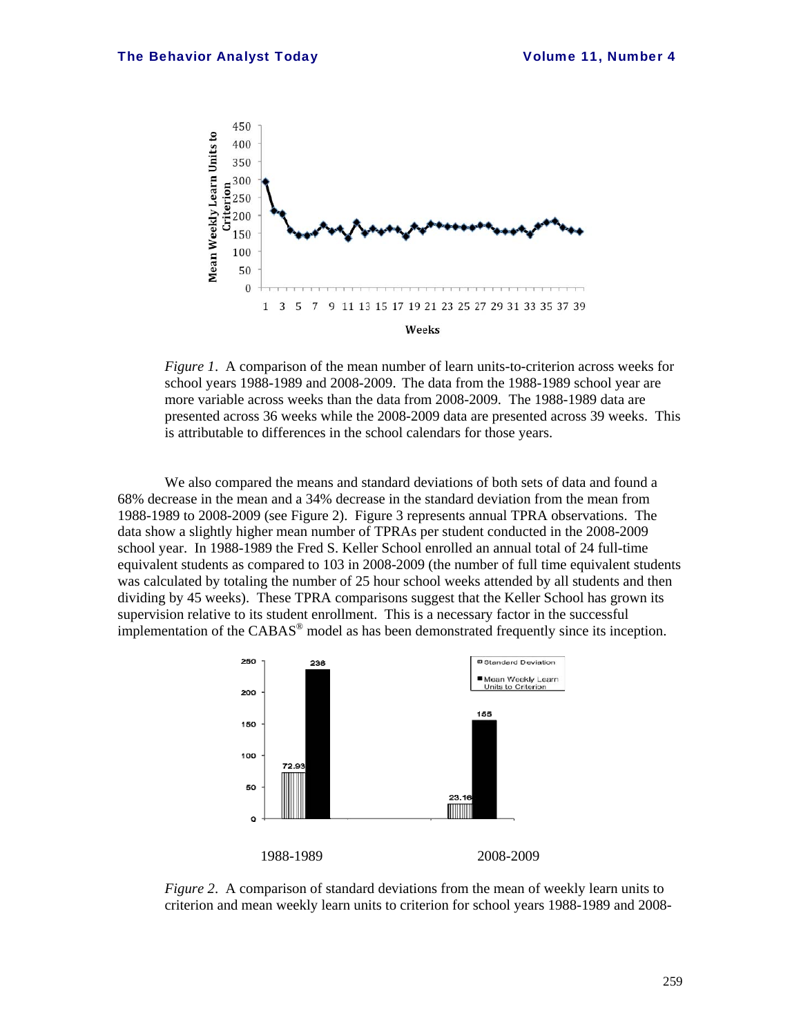Mean Weekly Learn Units to Criterion

450
400
350
300
250
200
150
100
50
0

1 3 5 7 9 11 13 15 17 19 21 23 25 27 29 31 33 35 37 39

Weeks

*Figure 1*. A comparison of the mean number of learn units-to-criterion across weeks for school years 1988-1989 and 2008-2009. The data from the 1988-1989 school year are more variable across weeks than the data from 2008-2009. The 1988-1989 data are presented across 36 weeks while the 2008-2009 data are presented across 39 weeks. This is attributable to differences in the school calendars for those years.

We also compared the means and standard deviations of both sets of data and found a 68% decrease in the mean and a 34% decrease in the standard deviation from the mean from 1988-1989 to 2008-2009 (see Figure 2). Figure 3 represents annual TPRA observations. The data show a slightly higher mean number of TPRAs per student conducted in the 2008-2009 school year. In 1988-1989 the Fred S. Keller School enrolled an annual total of 24 full-time equivalent students as compared to 103 in 2008-2009 (the number of full time equivalent students was calculated by totaling the number of 25 hour school weeks attended by all students and then dividing by 45 weeks). These TPRA comparisons suggest that the Keller School has grown its supervision relative to its student enrollment. This is a necessary factor in the successful implementation of the CABAS® model as has been demonstrated frequently since its inception.

250
200
150
100
50
0

Standard Deviation
Mean Weekly Learn Units to Criterion

236
72.93
155
23.16

1988-1989

2008-2009

*Figure 2*. A comparison of standard deviations from the mean of weekly learn units to criterion and mean weekly learn units to criterion for school years 1988-1989 and 2008-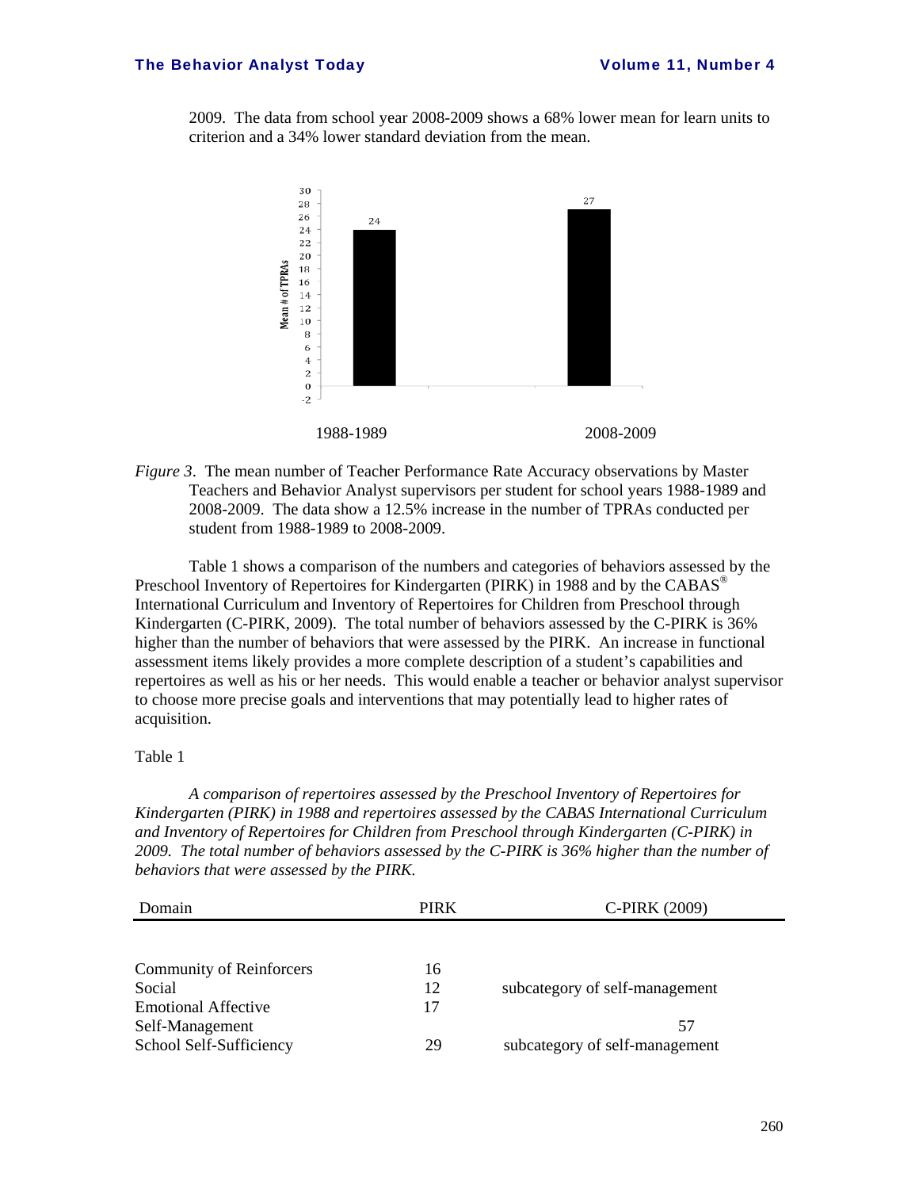2009. The data from school year 2008-2009 shows a 68% lower mean for learn units to criterion and a 34% lower standard deviation from the mean.

Mean # of TPRAs

30
28
26
24
22
20
18
16
14
12
10
8
6
4
2
0
-2

24

27

1988-1989

2008-2009

*Figure 3*. The mean number of Teacher Performance Rate Accuracy observations by Master Teachers and Behavior Analyst supervisors per student for school years 1988-1989 and 2008-2009. The data show a 12.5% increase in the number of TPRAs conducted per student from 1988-1989 to 2008-2009.

Table 1 shows a comparison of the numbers and categories of behaviors assessed by the Preschool Inventory of Repertoires for Kindergarten (PIRK) in 1988 and by the CABAS® International Curriculum and Inventory of Repertoires for Children from Preschool through Kindergarten (C-PIRK, 2009). The total number of behaviors assessed by the C-PIRK is 36% higher than the number of behaviors that were assessed by the PIRK. An increase in functional assessment items likely provides a more complete description of a student's capabilities and repertoires as well as his or her needs. This would enable a teacher or behavior analyst supervisor to choose more precise goals and interventions that may potentially lead to higher rates of acquisition.

Table 1

*A comparison of repertoires assessed by the Preschool Inventory of Repertoires for Kindergarten (PIRK) in 1988 and repertoires assessed by the CABAS International Curriculum and Inventory of Repertoires for Children from Preschool through Kindergarten (C-PIRK) in 2009. The total number of behaviors assessed by the C-PIRK is 36% higher than the number of behaviors that were assessed by the PIRK.*

| Domain | PIRK | C-PIRK (2009) |
|---|---|---|
| Community of Reinforcers | 16 | |
| Social | 12 | subcategory of self-management |
| Emotional Affective | 17 | |
| Self-Management | | 57 |
| School Self-Sufficiency | 29 | subcategory of self-management |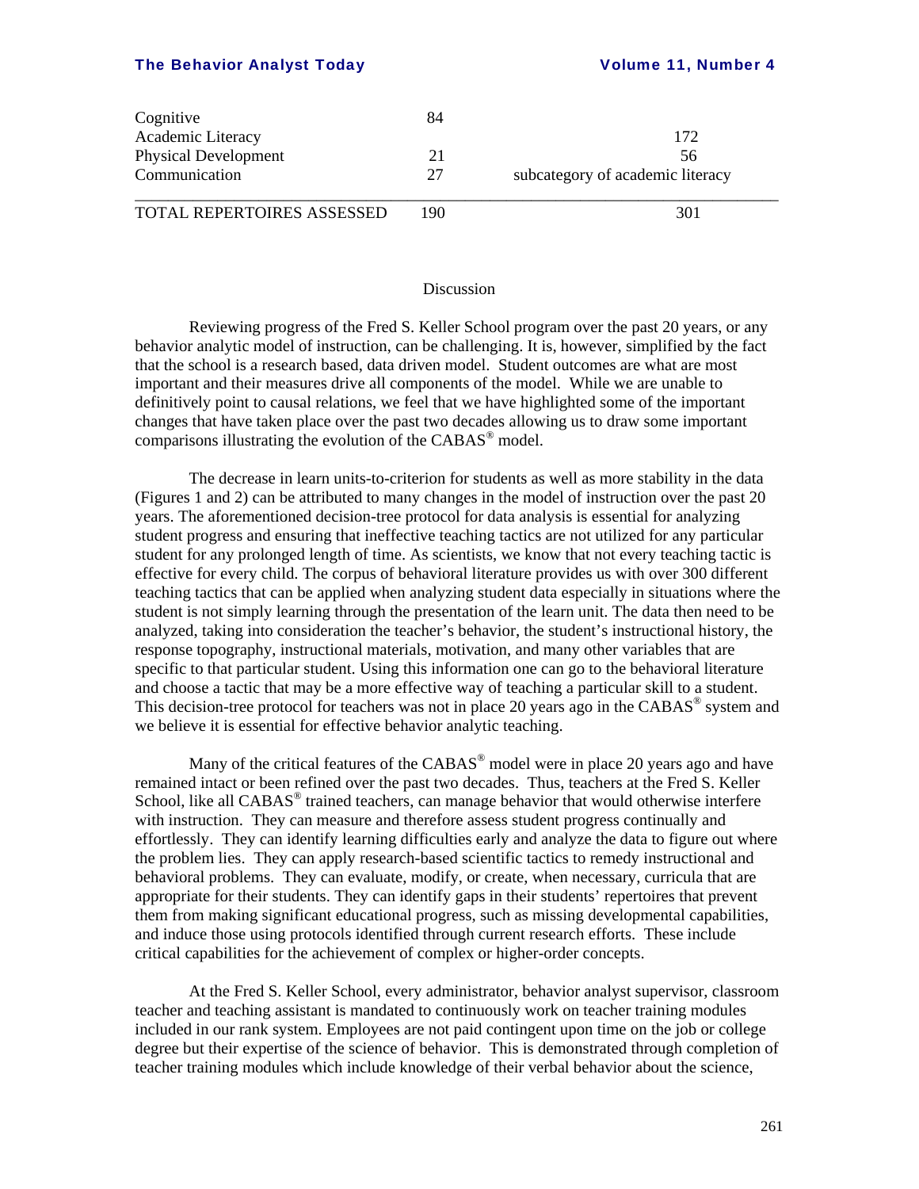| | | |
|---|---|---|
| Cognitive | 84 | |
| Academic Literacy | | 172 |
| Physical Development | 21 | 56 |
| Communication | 27 | subcategory of academic literacy |
| TOTAL REPERTOIRES ASSESSED | 190 | 301 |

## Discussion

Reviewing progress of the Fred S. Keller School program over the past 20 years, or any behavior analytic model of instruction, can be challenging. It is, however, simplified by the fact that the school is a research based, data driven model. Student outcomes are what are most important and their measures drive all components of the model. While we are unable to definitively point to causal relations, we feel that we have highlighted some of the important changes that have taken place over the past two decades allowing us to draw some important comparisons illustrating the evolution of the CABAS® model.

The decrease in learn units-to-criterion for students as well as more stability in the data (Figures 1 and 2) can be attributed to many changes in the model of instruction over the past 20 years. The aforementioned decision-tree protocol for data analysis is essential for analyzing student progress and ensuring that ineffective teaching tactics are not utilized for any particular student for any prolonged length of time. As scientists, we know that not every teaching tactic is effective for every child. The corpus of behavioral literature provides us with over 300 different teaching tactics that can be applied when analyzing student data especially in situations where the student is not simply learning through the presentation of the learn unit. The data then need to be analyzed, taking into consideration the teacher's behavior, the student's instructional history, the response topography, instructional materials, motivation, and many other variables that are specific to that particular student. Using this information one can go to the behavioral literature and choose a tactic that may be a more effective way of teaching a particular skill to a student. This decision-tree protocol for teachers was not in place 20 years ago in the CABAS® system and we believe it is essential for effective behavior analytic teaching.

Many of the critical features of the CABAS® model were in place 20 years ago and have remained intact or been refined over the past two decades. Thus, teachers at the Fred S. Keller School, like all CABAS® trained teachers, can manage behavior that would otherwise interfere with instruction. They can measure and therefore assess student progress continually and effortlessly. They can identify learning difficulties early and analyze the data to figure out where the problem lies. They can apply research-based scientific tactics to remedy instructional and behavioral problems. They can evaluate, modify, or create, when necessary, curricula that are appropriate for their students. They can identify gaps in their students' repertoires that prevent them from making significant educational progress, such as missing developmental capabilities, and induce those using protocols identified through current research efforts. These include critical capabilities for the achievement of complex or higher-order concepts.

At the Fred S. Keller School, every administrator, behavior analyst supervisor, classroom teacher and teaching assistant is mandated to continuously work on teacher training modules included in our rank system. Employees are not paid contingent upon time on the job or college degree but their expertise of the science of behavior. This is demonstrated through completion of teacher training modules which include knowledge of their verbal behavior about the science,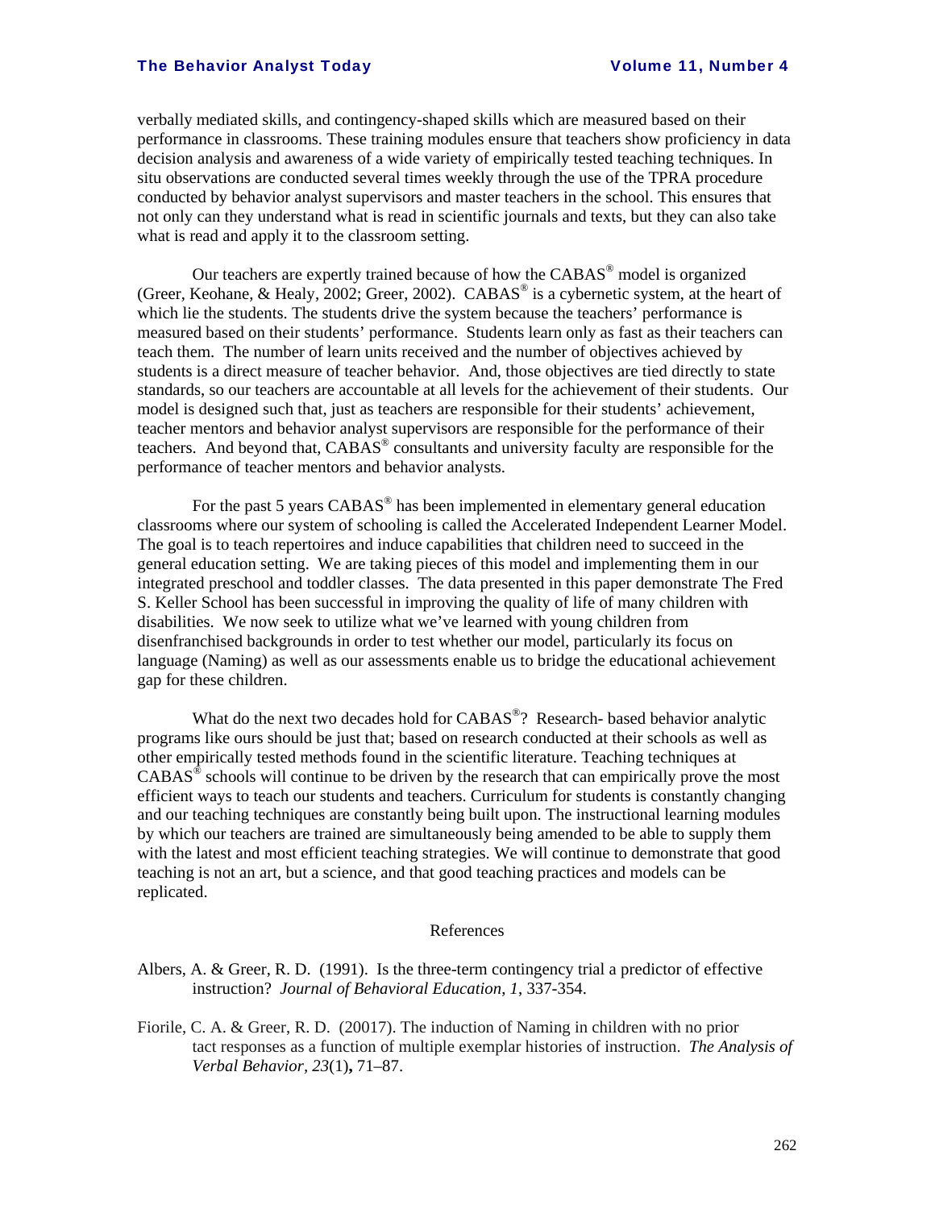verbally mediated skills, and contingency-shaped skills which are measured based on their performance in classrooms. These training modules ensure that teachers show proficiency in data decision analysis and awareness of a wide variety of empirically tested teaching techniques. In situ observations are conducted several times weekly through the use of the TPRA procedure conducted by behavior analyst supervisors and master teachers in the school. This ensures that not only can they understand what is read in scientific journals and texts, but they can also take what is read and apply it to the classroom setting.

Our teachers are expertly trained because of how the CABAS® model is organized (Greer, Keohane, & Healy, 2002; Greer, 2002). CABAS® is a cybernetic system, at the heart of which lie the students. The students drive the system because the teachers' performance is measured based on their students' performance. Students learn only as fast as their teachers can teach them. The number of learn units received and the number of objectives achieved by students is a direct measure of teacher behavior. And, those objectives are tied directly to state standards, so our teachers are accountable at all levels for the achievement of their students. Our model is designed such that, just as teachers are responsible for their students' achievement, teacher mentors and behavior analyst supervisors are responsible for the performance of their teachers. And beyond that, CABAS® consultants and university faculty are responsible for the performance of teacher mentors and behavior analysts.

For the past 5 years CABAS® has been implemented in elementary general education classrooms where our system of schooling is called the Accelerated Independent Learner Model. The goal is to teach repertoires and induce capabilities that children need to succeed in the general education setting. We are taking pieces of this model and implementing them in our integrated preschool and toddler classes. The data presented in this paper demonstrate The Fred S. Keller School has been successful in improving the quality of life of many children with disabilities. We now seek to utilize what we've learned with young children from disenfranchised backgrounds in order to test whether our model, particularly its focus on language (Naming) as well as our assessments enable us to bridge the educational achievement gap for these children.

What do the next two decades hold for CABAS®? Research- based behavior analytic programs like ours should be just that; based on research conducted at their schools as well as other empirically tested methods found in the scientific literature. Teaching techniques at CABAS® schools will continue to be driven by the research that can empirically prove the most efficient ways to teach our students and teachers. Curriculum for students is constantly changing and our teaching techniques are constantly being built upon. The instructional learning modules by which our teachers are trained are simultaneously being amended to be able to supply them with the latest and most efficient teaching strategies. We will continue to demonstrate that good teaching is not an art, but a science, and that good teaching practices and models can be replicated.

## References

Albers, A. & Greer, R. D. (1991). Is the three-term contingency trial a predictor of effective instruction? *Journal of Behavioral Education, 1*, 337-354.

Fiorile, C. A. & Greer, R. D. (20017). The induction of Naming in children with no prior tact responses as a function of multiple exemplar histories of instruction. *The Analysis of Verbal Behavior, 23*(1)**,** 71–87.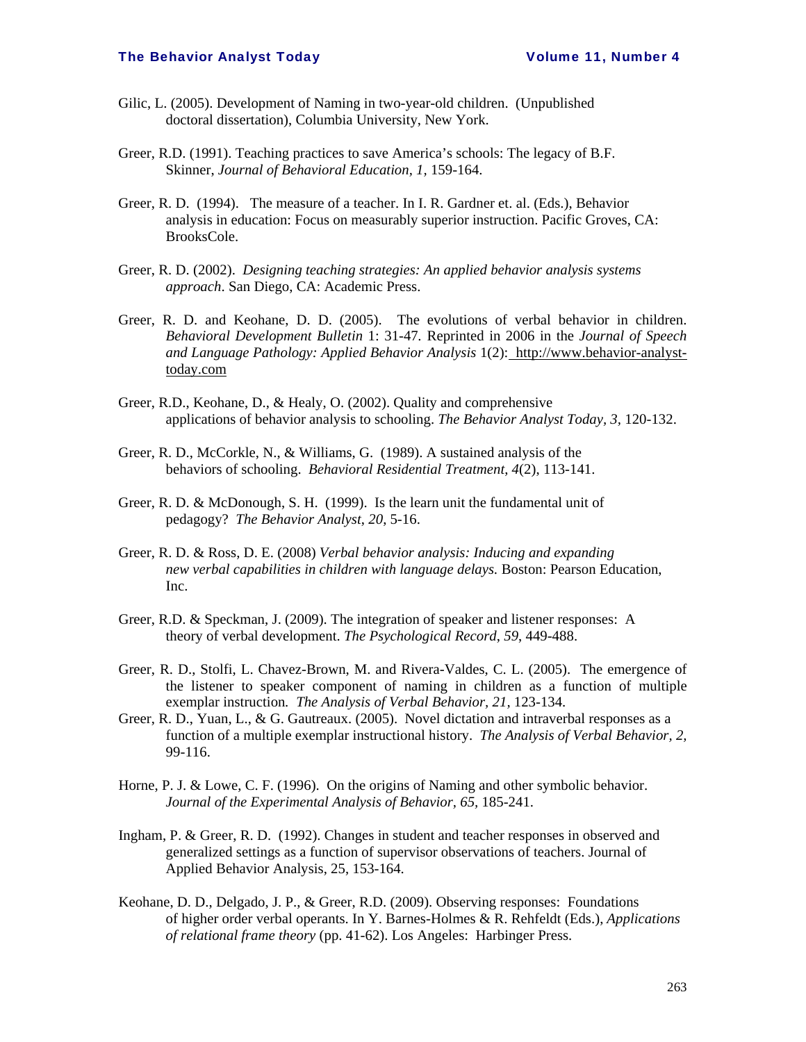Gilic, L. (2005). Development of Naming in two-year-old children. (Unpublished doctoral dissertation), Columbia University, New York.

Greer, R.D. (1991). Teaching practices to save America's schools: The legacy of B.F. Skinner, *Journal of Behavioral Education, 1,* 159-164.

Greer, R. D. (1994). The measure of a teacher. In I. R. Gardner et. al. (Eds.), Behavior analysis in education: Focus on measurably superior instruction. Pacific Groves, CA: BrooksCole.

Greer, R. D. (2002). *Designing teaching strategies: An applied behavior analysis systems approach*. San Diego, CA: Academic Press.

Greer, R. D. and Keohane, D. D. (2005). The evolutions of verbal behavior in children. *Behavioral Development Bulletin* 1: 31-47. Reprinted in 2006 in the *Journal of Speech and Language Pathology: Applied Behavior Analysis* 1(2): http://www.behavior-analyst-today.com

Greer, R.D., Keohane, D., & Healy, O. (2002). Quality and comprehensive applications of behavior analysis to schooling. *The Behavior Analyst Today, 3*, 120-132.

Greer, R. D., McCorkle, N., & Williams, G. (1989). A sustained analysis of the behaviors of schooling. *Behavioral Residential Treatment, 4*(2), 113-141.

Greer, R. D. & McDonough, S. H. (1999). Is the learn unit the fundamental unit of pedagogy? *The Behavior Analyst*, *20*, 5-16.

Greer, R. D. & Ross, D. E. (2008) *Verbal behavior analysis: Inducing and expanding new verbal capabilities in children with language delays.* Boston: Pearson Education, Inc.

Greer, R.D. & Speckman, J. (2009). The integration of speaker and listener responses: A theory of verbal development. *The Psychological Record*, *59*, 449-488.

Greer, R. D., Stolfi, L. Chavez-Brown, M. and Rivera-Valdes, C. L. (2005). The emergence of the listener to speaker component of naming in children as a function of multiple exemplar instruction. *The Analysis of Verbal Behavior, 21*, 123-134.

Greer, R. D., Yuan, L., & G. Gautreaux. (2005). Novel dictation and intraverbal responses as a function of a multiple exemplar instructional history. *The Analysis of Verbal Behavior, 2,* 99-116.

Horne, P. J. & Lowe, C. F. (1996). On the origins of Naming and other symbolic behavior. *Journal of the Experimental Analysis of Behavior, 65,* 185-241.

Ingham, P. & Greer, R. D. (1992). Changes in student and teacher responses in observed and generalized settings as a function of supervisor observations of teachers. Journal of Applied Behavior Analysis, 25, 153-164.

Keohane, D. D., Delgado, J. P., & Greer, R.D. (2009). Observing responses: Foundations of higher order verbal operants. In Y. Barnes-Holmes & R. Rehfeldt (Eds.), *Applications of relational frame theory* (pp. 41-62). Los Angeles: Harbinger Press.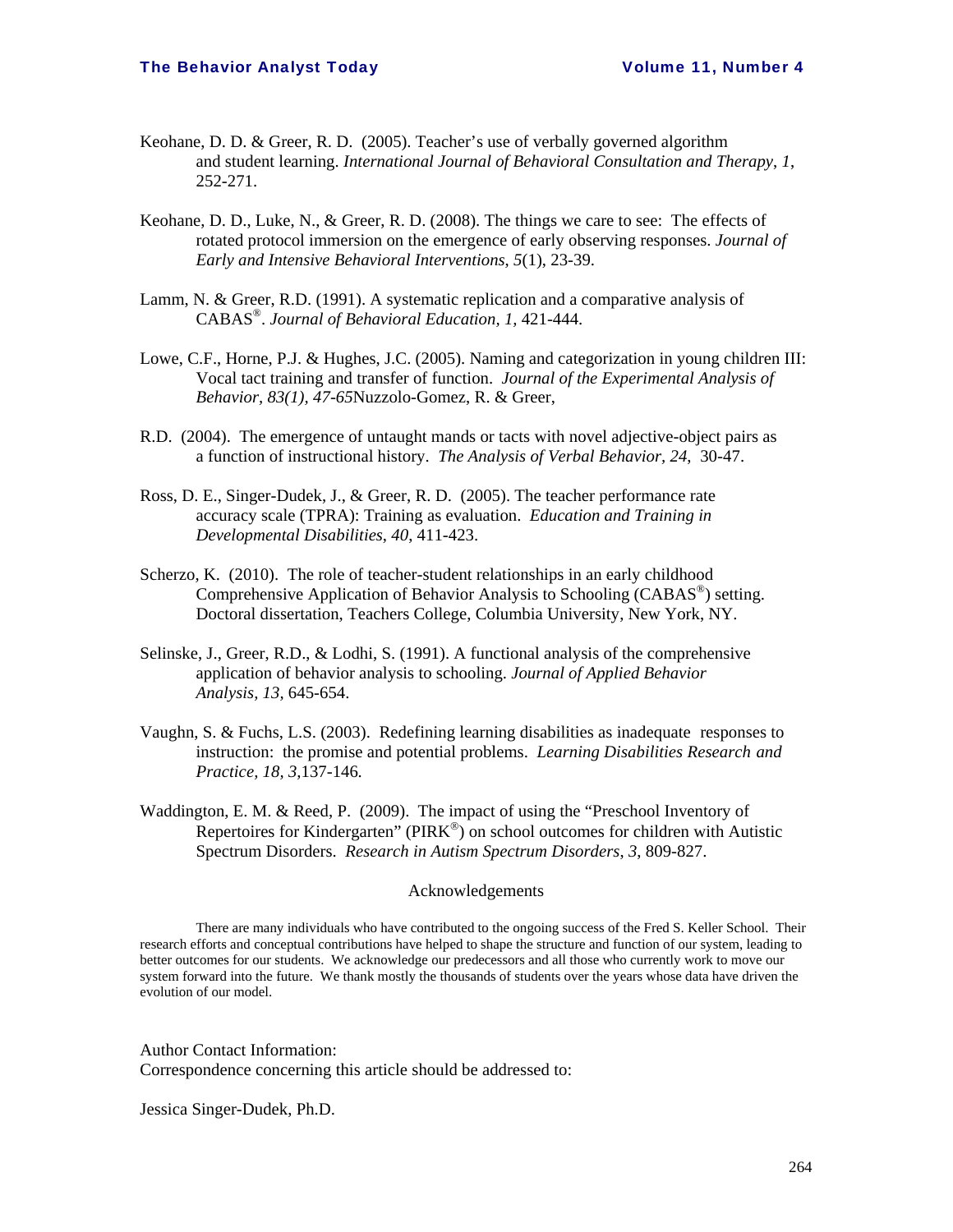Keohane, D. D. & Greer, R. D. (2005). Teacher's use of verbally governed algorithm and student learning. *International Journal of Behavioral Consultation and Therapy*, *1*, 252-271.

Keohane, D. D., Luke, N., & Greer, R. D. (2008). The things we care to see: The effects of rotated protocol immersion on the emergence of early observing responses. *Journal of Early and Intensive Behavioral Interventions*, *5*(1), 23-39.

Lamm, N. & Greer, R.D. (1991). A systematic replication and a comparative analysis of CABAS®. *Journal of Behavioral Education, 1,* 421-444.

Lowe, C.F., Horne, P.J. & Hughes, J.C. (2005). Naming and categorization in young children III: Vocal tact training and transfer of function. *Journal of the Experimental Analysis of Behavior, 83(1), 47-65*Nuzzolo-Gomez, R. & Greer,

R.D. (2004). The emergence of untaught mands or tacts with novel adjective-object pairs as a function of instructional history. *The Analysis of Verbal Behavior, 24,* 30-47.

Ross, D. E., Singer-Dudek, J., & Greer, R. D. (2005). The teacher performance rate accuracy scale (TPRA): Training as evaluation. *Education and Training in Developmental Disabilities*, *40*, 411-423.

Scherzo, K. (2010). The role of teacher-student relationships in an early childhood Comprehensive Application of Behavior Analysis to Schooling (CABAS®) setting. Doctoral dissertation, Teachers College, Columbia University, New York, NY.

Selinske, J., Greer, R.D., & Lodhi, S. (1991). A functional analysis of the comprehensive application of behavior analysis to schooling. *Journal of Applied Behavior Analysis, 13,* 645-654.

Vaughn, S. & Fuchs, L.S. (2003). Redefining learning disabilities as inadequate responses to instruction: the promise and potential problems. *Learning Disabilities Research and Practice, 18, 3,*137-146.

Waddington, E. M. & Reed, P. (2009). The impact of using the "Preschool Inventory of Repertoires for Kindergarten" (PIRK®) on school outcomes for children with Autistic Spectrum Disorders. *Research in Autism Spectrum Disorders*, *3*, 809-827.

## Acknowledgements

There are many individuals who have contributed to the ongoing success of the Fred S. Keller School. Their research efforts and conceptual contributions have helped to shape the structure and function of our system, leading to better outcomes for our students. We acknowledge our predecessors and all those who currently work to move our system forward into the future. We thank mostly the thousands of students over the years whose data have driven the evolution of our model.

Author Contact Information:
Correspondence concerning this article should be addressed to:

Jessica Singer-Dudek, Ph.D.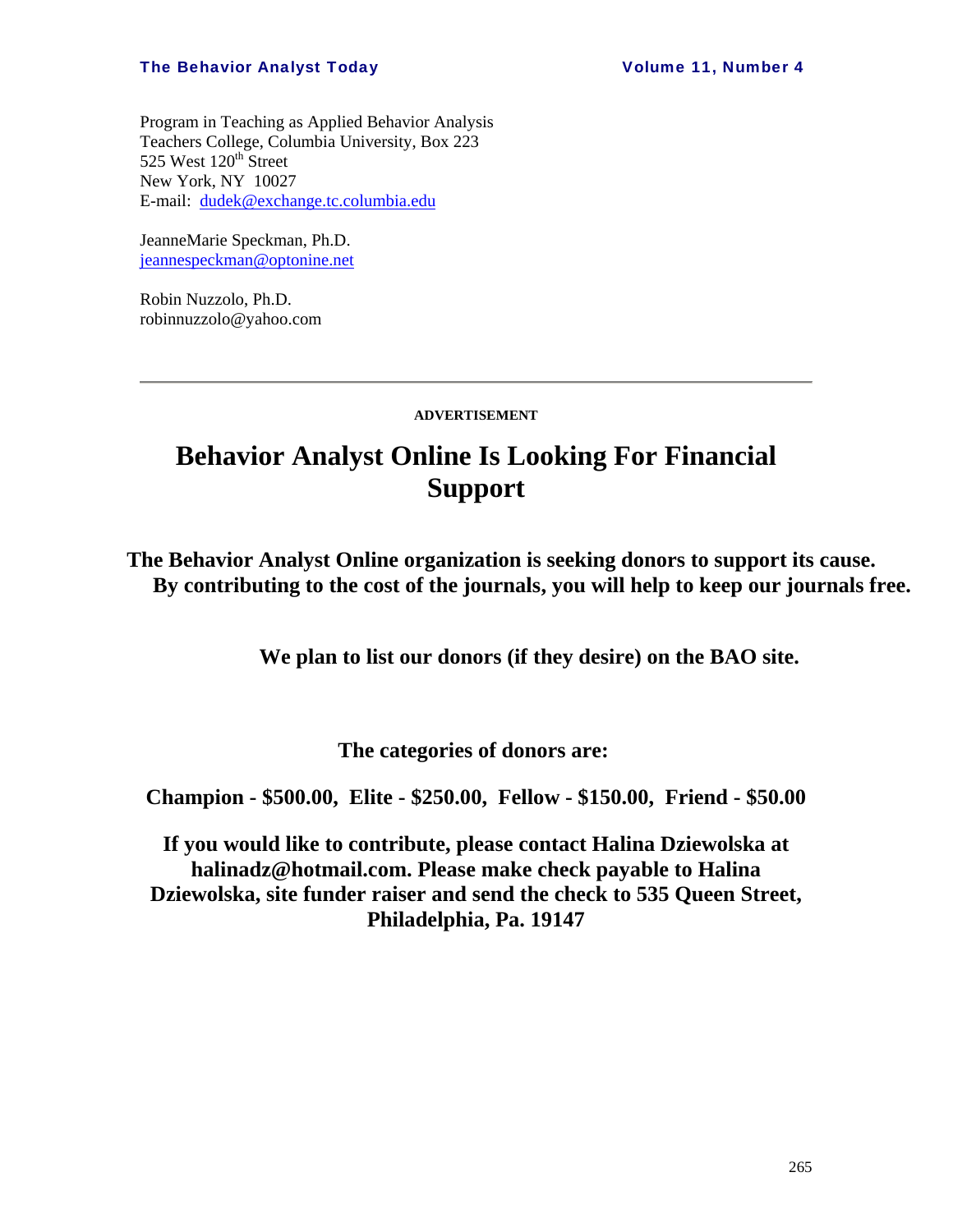Program in Teaching as Applied Behavior Analysis
Teachers College, Columbia University, Box 223
525 West 120th Street
New York, NY 10027
E-mail: dudek@exchange.tc.columbia.edu

JeanneMarie Speckman, Ph.D.
jeannespeckman@optonine.net

Robin Nuzzolo, Ph.D.
robinnuzzolo@yahoo.com

---

**ADVERTISEMENT**

# Behavior Analyst Online Is Looking For Financial Support

**The Behavior Analyst Online organization is seeking donors to support its cause. By contributing to the cost of the journals, you will help to keep our journals free.**

**We plan to list our donors (if they desire) on the BAO site.**

**The categories of donors are:**

**Champion - $500.00, Elite - $250.00, Fellow - $150.00, Friend - $50.00**

**If you would like to contribute, please contact Halina Dziewolska at halinadz@hotmail.com. Please make check payable to Halina Dziewolska, site funder raiser and send the check to 535 Queen Street, Philadelphia, Pa. 19147**